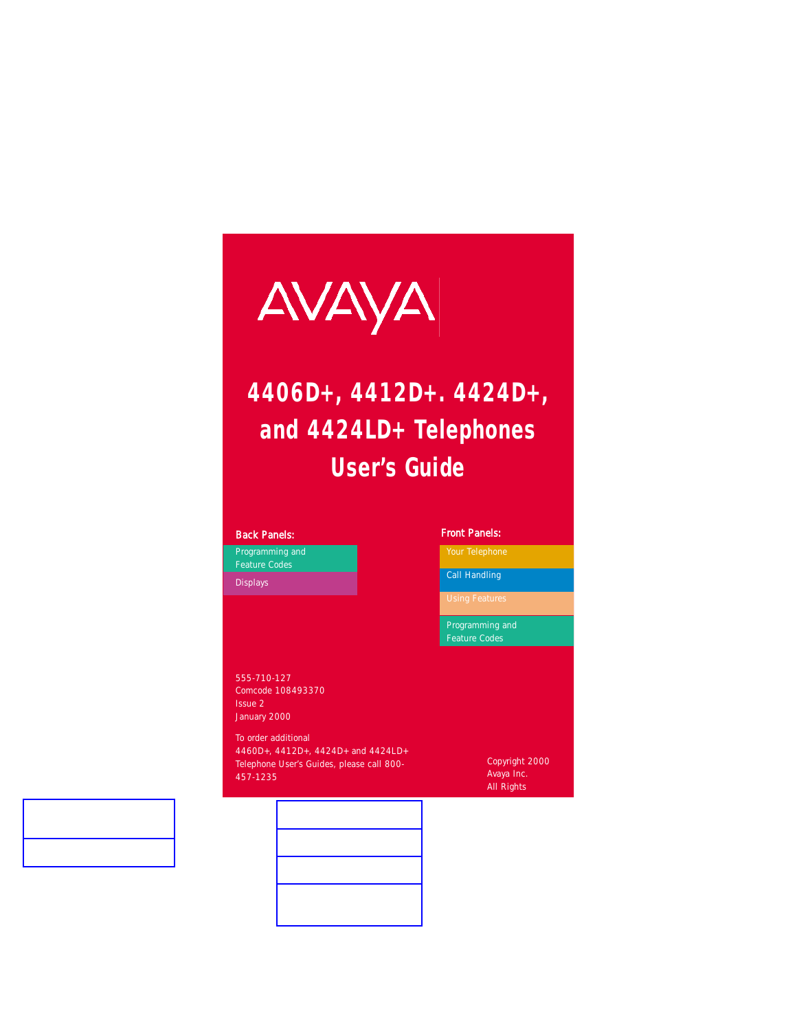AVAYA

# 4406D+, 4412D+. 4424D+, and 4424LD+ Telephones User's Guide

**Back Panels:**

- Programming and Feature Codes
- Displays

**Front Panels:**

- Your Telephone
- Call Handling
- Using Features
- Programming and Feature Codes

555-710-127
Comcode 108493370
Issue 2
January 2000

To order additional 4460D+, 4412D+, 4424D+ and 4424LD+ Telephone User's Guides, please call 800-457-1235

Copyright 2000
Avaya Inc.
All Rights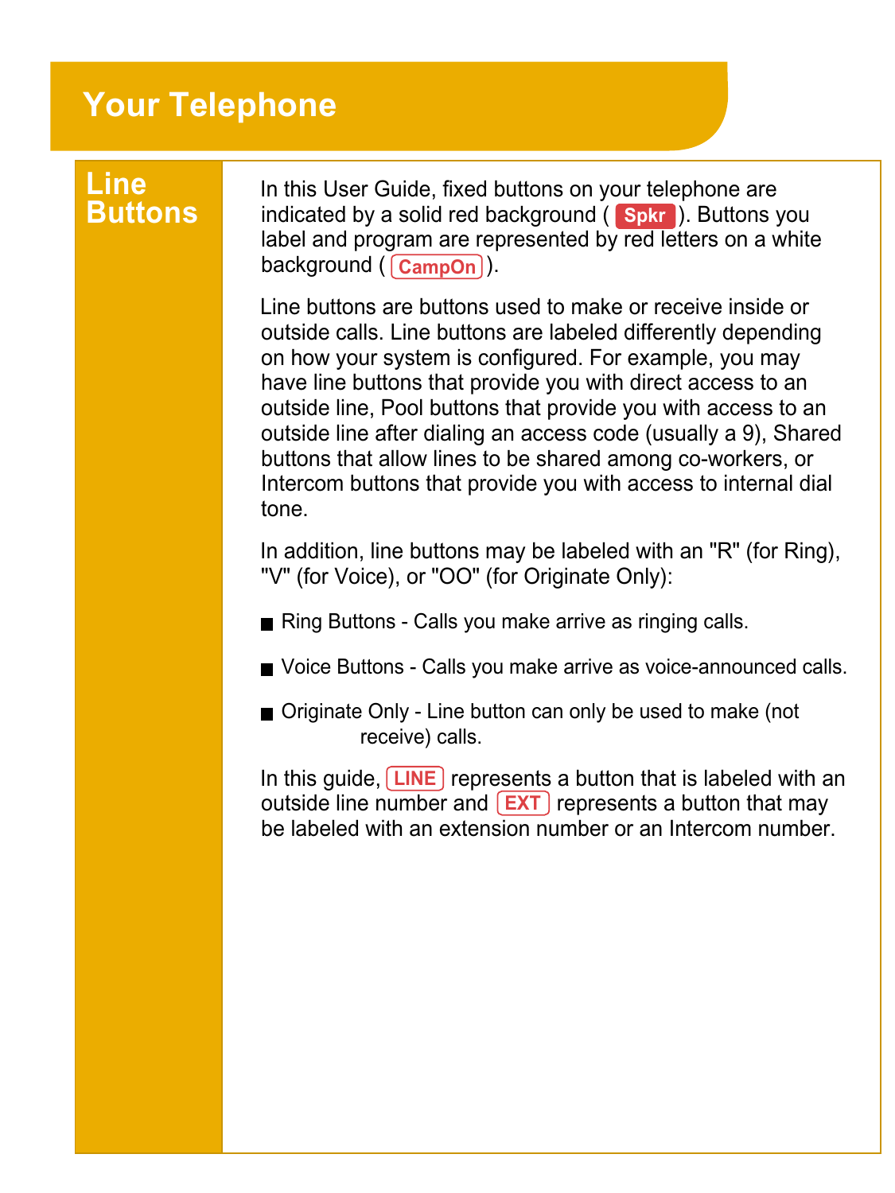# Your Telephone

## Line Buttons

In this User Guide, fixed buttons on your telephone are indicated by a solid red background ( **Spkr** ). Buttons you label and program are represented by red letters on a white background ( **CampOn** ).

Line buttons are buttons used to make or receive inside or outside calls. Line buttons are labeled differently depending on how your system is configured. For example, you may have line buttons that provide you with direct access to an outside line, Pool buttons that provide you with access to an outside line after dialing an access code (usually a 9), Shared buttons that allow lines to be shared among co-workers, or Intercom buttons that provide you with access to internal dial tone.

In addition, line buttons may be labeled with an "R" (for Ring), "V" (for Voice), or "OO" (for Originate Only):

- Ring Buttons - Calls you make arrive as ringing calls.
- Voice Buttons - Calls you make arrive as voice-announced calls.
- Originate Only - Line button can only be used to make (not receive) calls.

In this guide, **LINE** represents a button that is labeled with an outside line number and **EXT** represents a button that may be labeled with an extension number or an Intercom number.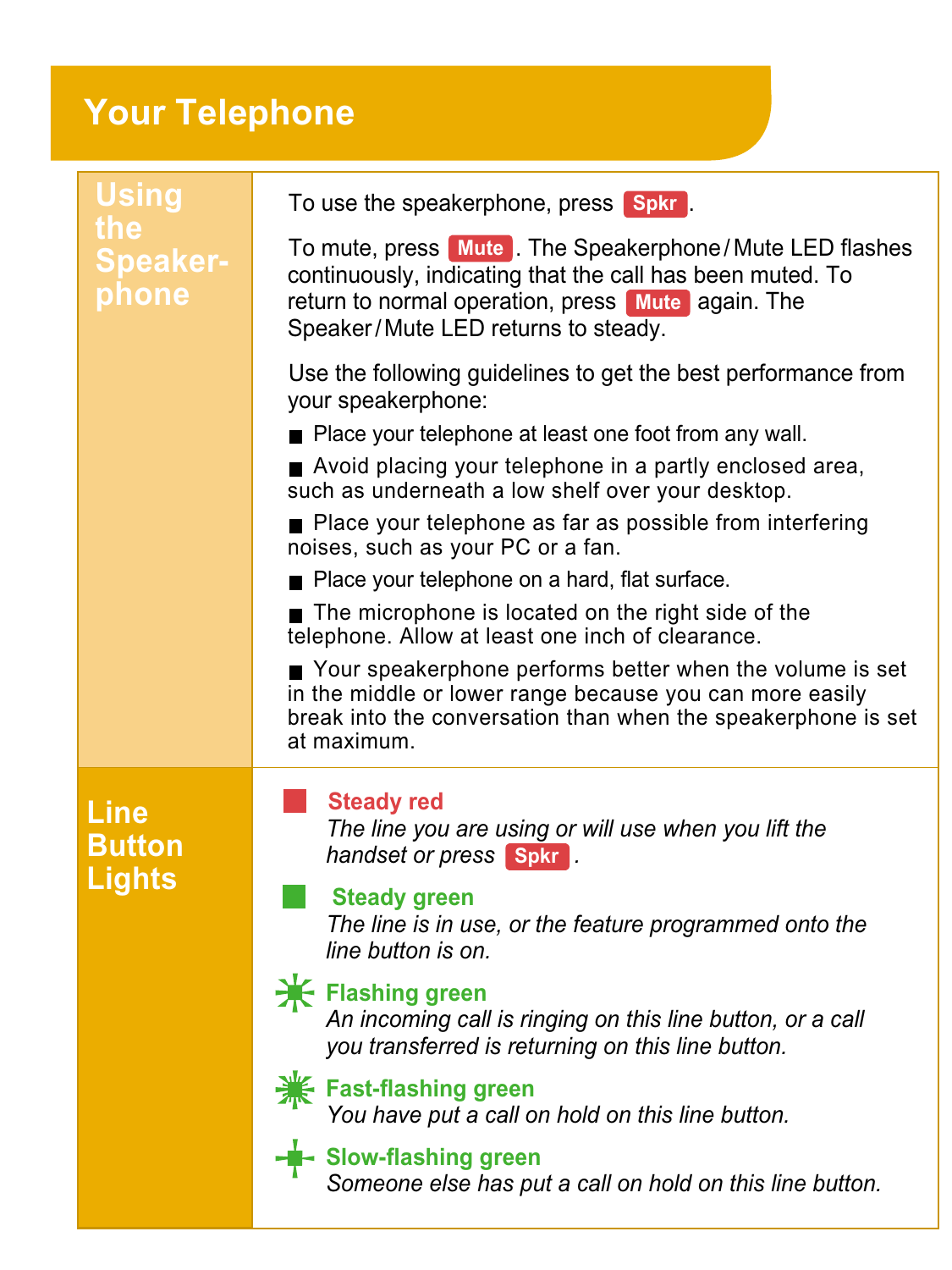# Your Telephone

## Using the Speakerphone

To use the speakerphone, press **Spkr**.

To mute, press **Mute**. The Speakerphone / Mute LED flashes continuously, indicating that the call has been muted. To return to normal operation, press **Mute** again. The Speaker / Mute LED returns to steady.

Use the following guidelines to get the best performance from your speakerphone:

- Place your telephone at least one foot from any wall.
- Avoid placing your telephone in a partly enclosed area, such as underneath a low shelf over your desktop.
- Place your telephone as far as possible from interfering noises, such as your PC or a fan.
- Place your telephone on a hard, flat surface.
- The microphone is located on the right side of the telephone. Allow at least one inch of clearance.
- Your speakerphone performs better when the volume is set in the middle or lower range because you can more easily break into the conversation than when the speakerphone is set at maximum.

## Line Button Lights

**Steady red**
*The line you are using or will use when you lift the handset or press* **Spkr**.

**Steady green**
*The line is in use, or the feature programmed onto the line button is on.*

**Flashing green**
*An incoming call is ringing on this line button, or a call you transferred is returning on this line button.*

**Fast-flashing green**
*You have put a call on hold on this line button.*

**Slow-flashing green**
*Someone else has put a call on hold on this line button.*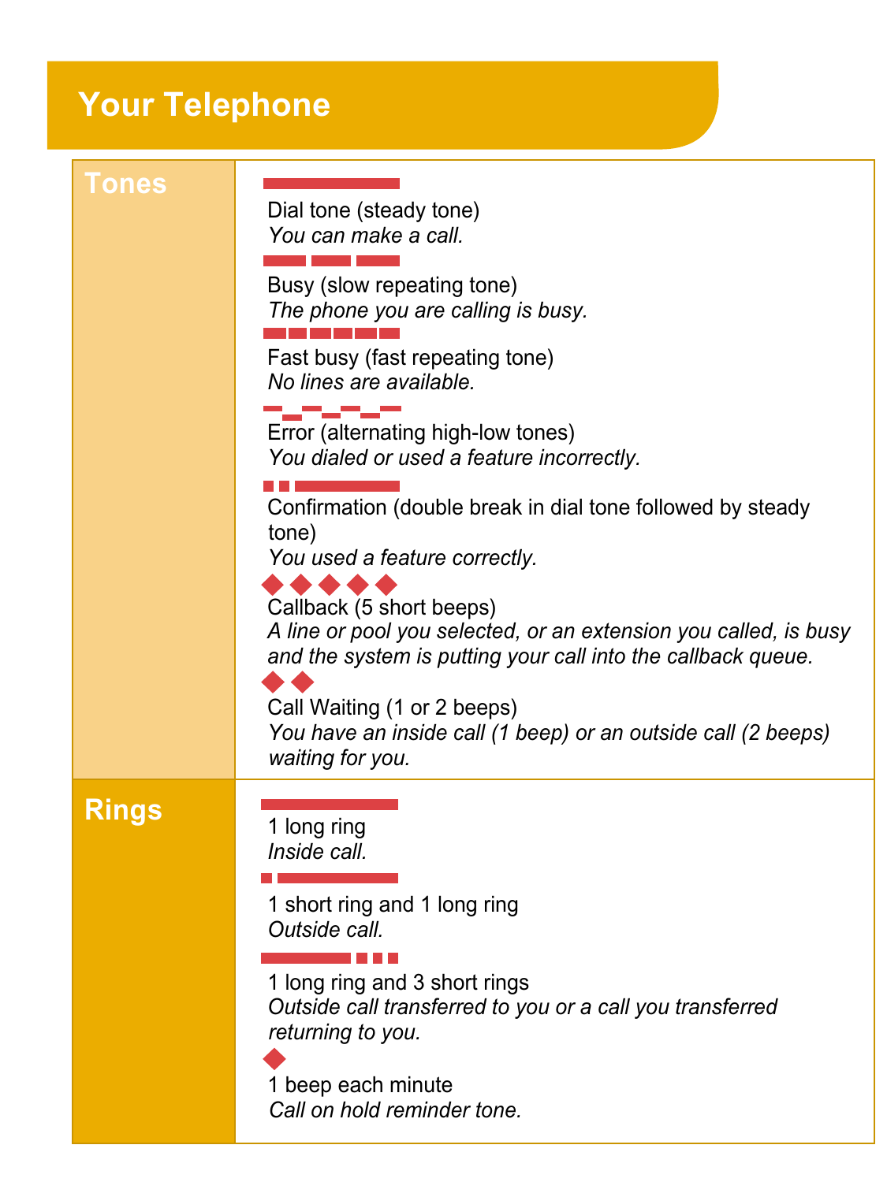# Your Telephone

| | |
|---|---|
| **Tones** | Dial tone (steady tone)<br>*You can make a call.*<br><br>Busy (slow repeating tone)<br>*The phone you are calling is busy.*<br><br>Fast busy (fast repeating tone)<br>*No lines are available.*<br><br>Error (alternating high-low tones)<br>*You dialed or used a feature incorrectly.*<br><br>Confirmation (double break in dial tone followed by steady tone)<br>*You used a feature correctly.*<br><br>Callback (5 short beeps)<br>*A line or pool you selected, or an extension you called, is busy and the system is putting your call into the callback queue.*<br><br>Call Waiting (1 or 2 beeps)<br>*You have an inside call (1 beep) or an outside call (2 beeps) waiting for you.* |
| **Rings** | 1 long ring<br>*Inside call.*<br><br>1 short ring and 1 long ring<br>*Outside call.*<br><br>1 long ring and 3 short rings<br>*Outside call transferred to you or a call you transferred returning to you.*<br><br>1 beep each minute<br>*Call on hold reminder tone.* |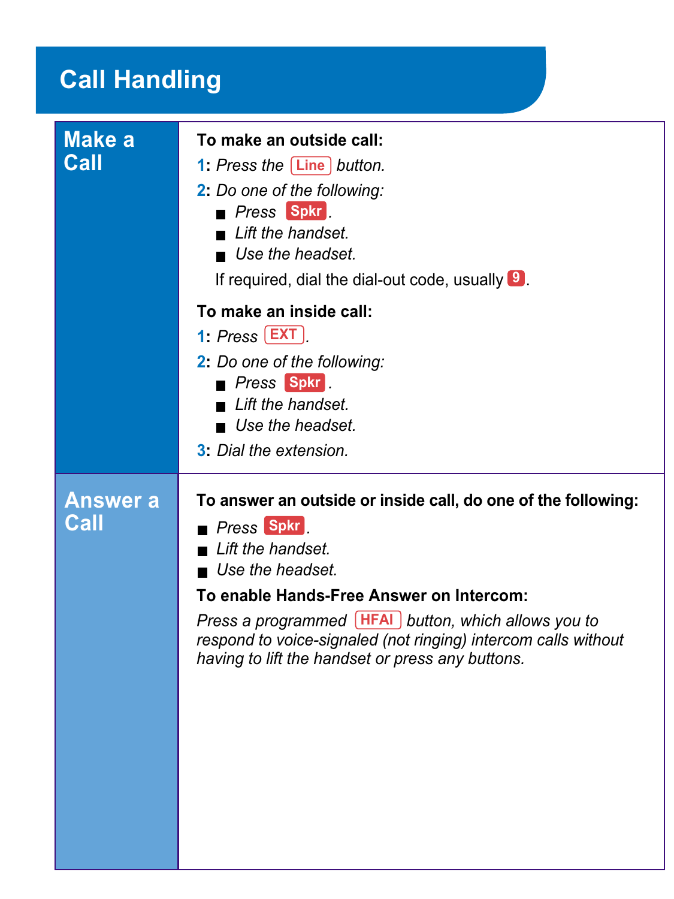# Call Handling

## Make a Call

**To make an outside call:**

**1**: *Press the* Line *button.*

**2**: *Do one of the following:*

- *Press* Spkr.
- *Lift the handset.*
- *Use the headset.*

If required, dial the dial-out code, usually 9.

**To make an inside call:**

**1**: *Press* EXT.

**2**: *Do one of the following:*

- *Press* Spkr.
- *Lift the handset.*
- *Use the headset.*

**3**: *Dial the extension.*

## Answer a Call

**To answer an outside or inside call, do one of the following:**

- *Press* Spkr.
- *Lift the handset.*
- *Use the headset.*

**To enable Hands-Free Answer on Intercom:**

*Press a programmed* HFAI *button, which allows you to respond to voice-signaled (not ringing) intercom calls without having to lift the handset or press any buttons.*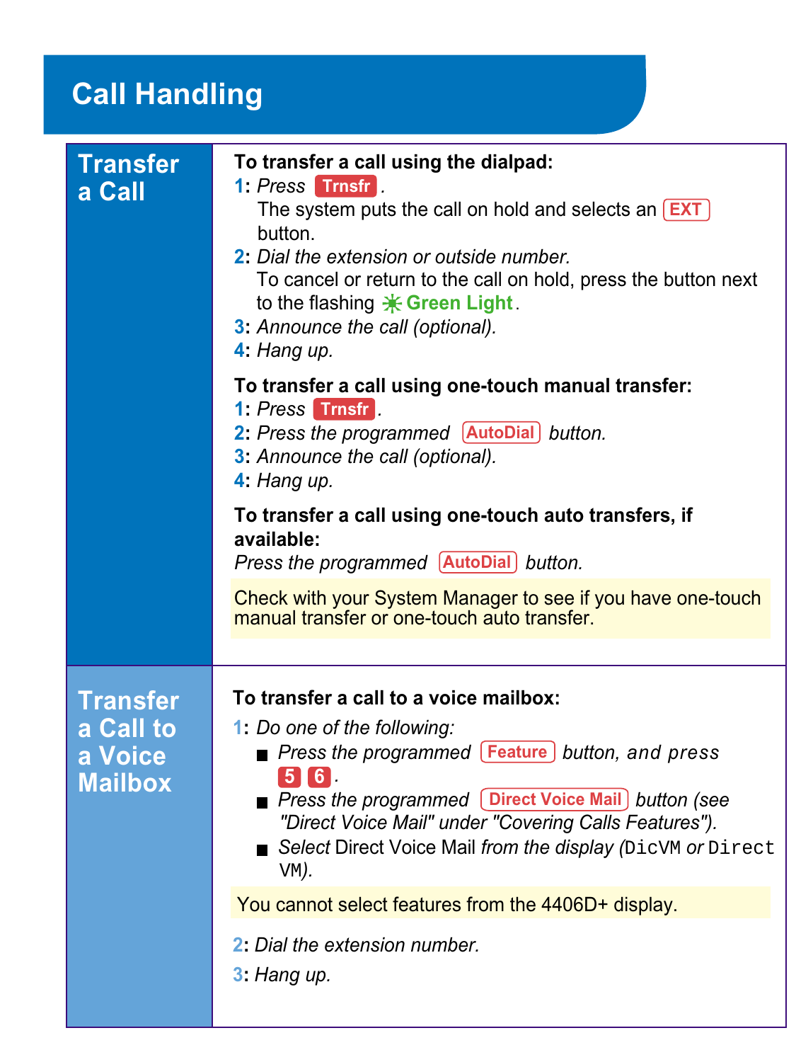# Call Handling

## Transfer a Call

**To transfer a call using the dialpad:**

1: *Press* Trnsfr.
   The system puts the call on hold and selects an EXT button.
2: *Dial the extension or outside number.*
   To cancel or return to the call on hold, press the button next to the flashing Green Light.
3: *Announce the call (optional).*
4: *Hang up.*

**To transfer a call using one-touch manual transfer:**

1: *Press* Trnsfr.
2: *Press the programmed* AutoDial *button.*
3: *Announce the call (optional).*
4: *Hang up.*

**To transfer a call using one-touch auto transfers, if available:**

*Press the programmed* AutoDial *button.*

Check with your System Manager to see if you have one-touch manual transfer or one-touch auto transfer.

## Transfer a Call to a Voice Mailbox

**To transfer a call to a voice mailbox:**

1: *Do one of the following:*
   - *Press the programmed* Feature *button, and press* 5 6.
   - *Press the programmed* Direct Voice Mail *button (see "Direct Voice Mail" under "Covering Calls Features").*
   - *Select* Direct Voice Mail *from the display (*`DicVM` *or* `Direct VM`*).*

You cannot select features from the 4406D+ display.

2: *Dial the extension number.*
3: *Hang up.*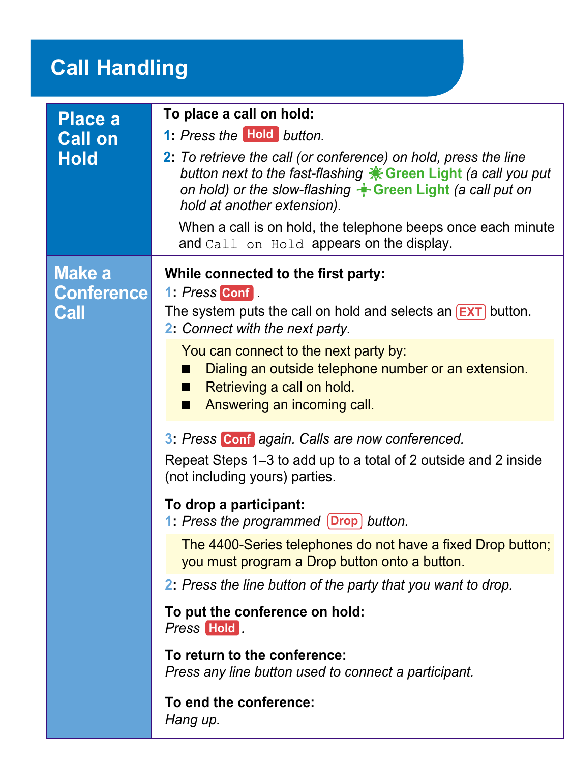# Call Handling

## Place a Call on Hold

**To place a call on hold:**

1: *Press the* **Hold** *button.*

2: *To retrieve the call (or conference) on hold, press the line button next to the fast-flashing* **Green Light** *(a call you put on hold) or the slow-flashing* **Green Light** *(a call put on hold at another extension).*

When a call is on hold, the telephone beeps once each minute and `Call on Hold` appears on the display.

## Make a Conference Call

**While connected to the first party:**

1: *Press* **Conf** *.*

The system puts the call on hold and selects an **EXT** button.

2: *Connect with the next party.*

You can connect to the next party by:

- Dialing an outside telephone number or an extension.
- Retrieving a call on hold.
- Answering an incoming call.

3: *Press* **Conf** *again. Calls are now conferenced.*

Repeat Steps 1–3 to add up to a total of 2 outside and 2 inside (not including yours) parties.

**To drop a participant:**

1: *Press the programmed* **Drop** *button.*

The 4400-Series telephones do not have a fixed Drop button; you must program a Drop button onto a button.

2: *Press the line button of the party that you want to drop.*

**To put the conference on hold:**

*Press* **Hold** *.*

**To return to the conference:**

*Press any line button used to connect a participant.*

**To end the conference:**

*Hang up.*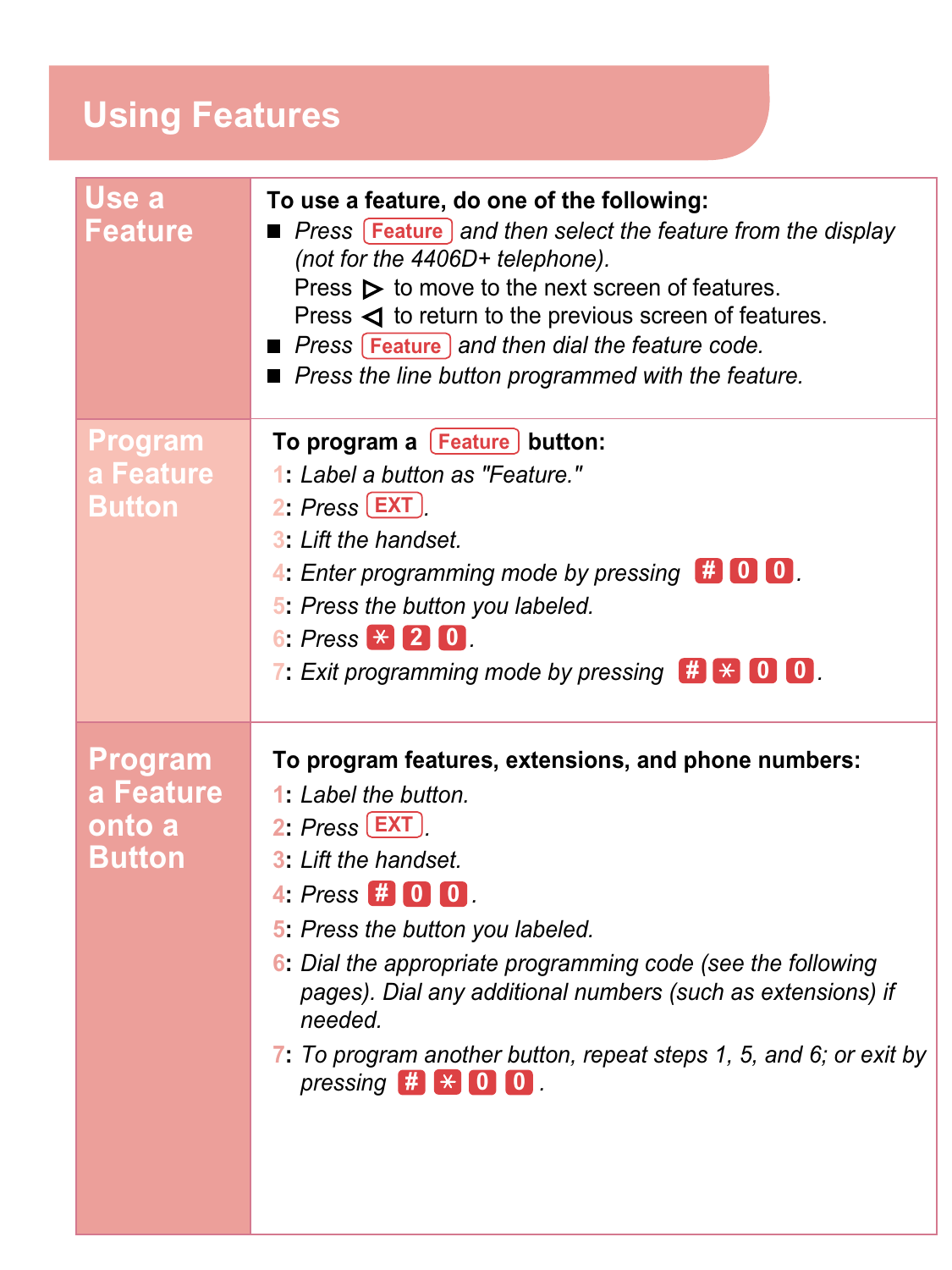# Using Features

## Use a Feature

**To use a feature, do one of the following:**

- *Press* Feature *and then select the feature from the display (not for the 4406D+ telephone).*
  Press ▷ to move to the next screen of features.
  Press ◁ to return to the previous screen of features.
- *Press* Feature *and then dial the feature code.*
- *Press the line button programmed with the feature.*

## Program a Feature Button

**To program a** Feature **button:**

1: *Label a button as "Feature."*
2: *Press* EXT.
3: *Lift the handset.*
4: *Enter programming mode by pressing* # 0 0.
5: *Press the button you labeled.*
6: *Press* * 2 0.
7: *Exit programming mode by pressing* # * 0 0.

## Program a Feature onto a Button

**To program features, extensions, and phone numbers:**

1: *Label the button.*
2: *Press* EXT.
3: *Lift the handset.*
4: *Press* # 0 0.
5: *Press the button you labeled.*
6: *Dial the appropriate programming code (see the following pages). Dial any additional numbers (such as extensions) if needed.*
7: *To program another button, repeat steps 1, 5, and 6; or exit by pressing* # * 0 0.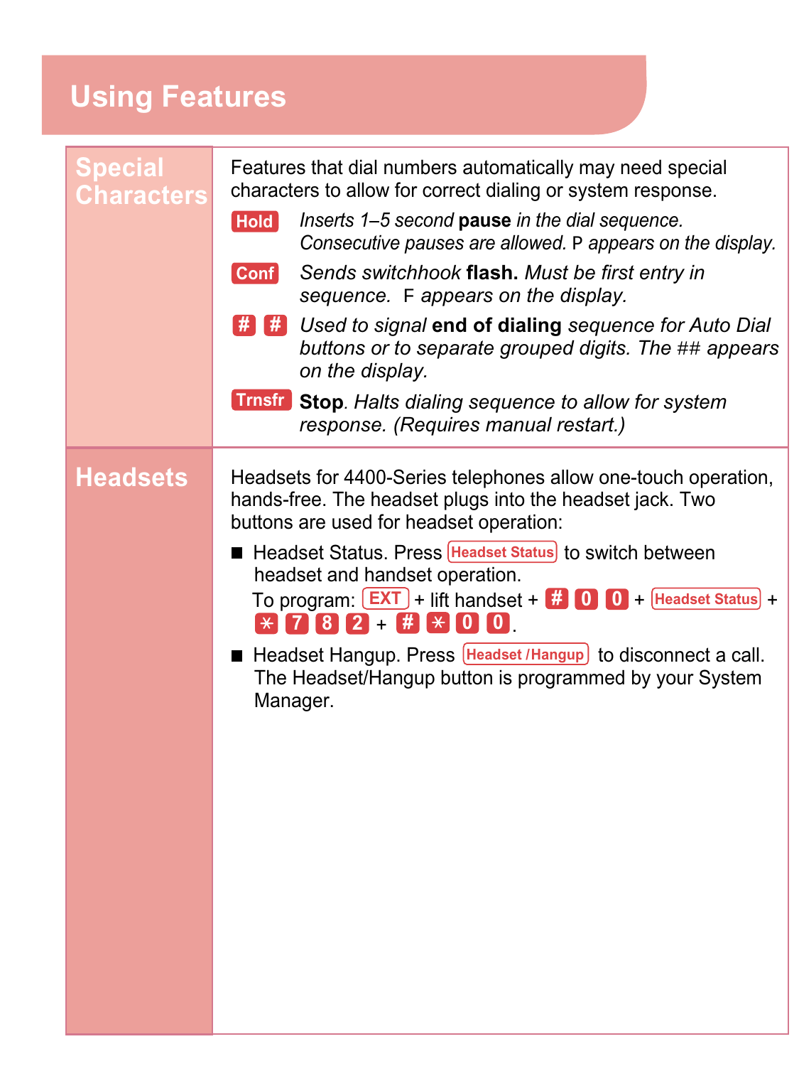# Using Features

## Special Characters

Features that dial numbers automatically may need special characters to allow for correct dialing or system response.

**Hold** *Inserts 1–5 second* **pause** *in the dial sequence. Consecutive pauses are allowed.* P *appears on the display.*

**Conf** *Sends switchhook* **flash.** *Must be first entry in sequence.* F *appears on the display.*

**#** **#** *Used to signal* **end of dialing** *sequence for Auto Dial buttons or to separate grouped digits. The ## appears on the display.*

**Trnsfr** **Stop**. *Halts dialing sequence to allow for system response. (Requires manual restart.)*

## Headsets

Headsets for 4400-Series telephones allow one-touch operation, hands-free. The headset plugs into the headset jack. Two buttons are used for headset operation:

- Headset Status. Press **Headset Status** to switch between headset and handset operation.
  To program: **EXT** + lift handset + **#** **0** **0** + **Headset Status** + **\*** **7** **8** **2** + **#** **\*** **0** **0**.
- Headset Hangup. Press **Headset /Hangup** to disconnect a call. The Headset/Hangup button is programmed by your System Manager.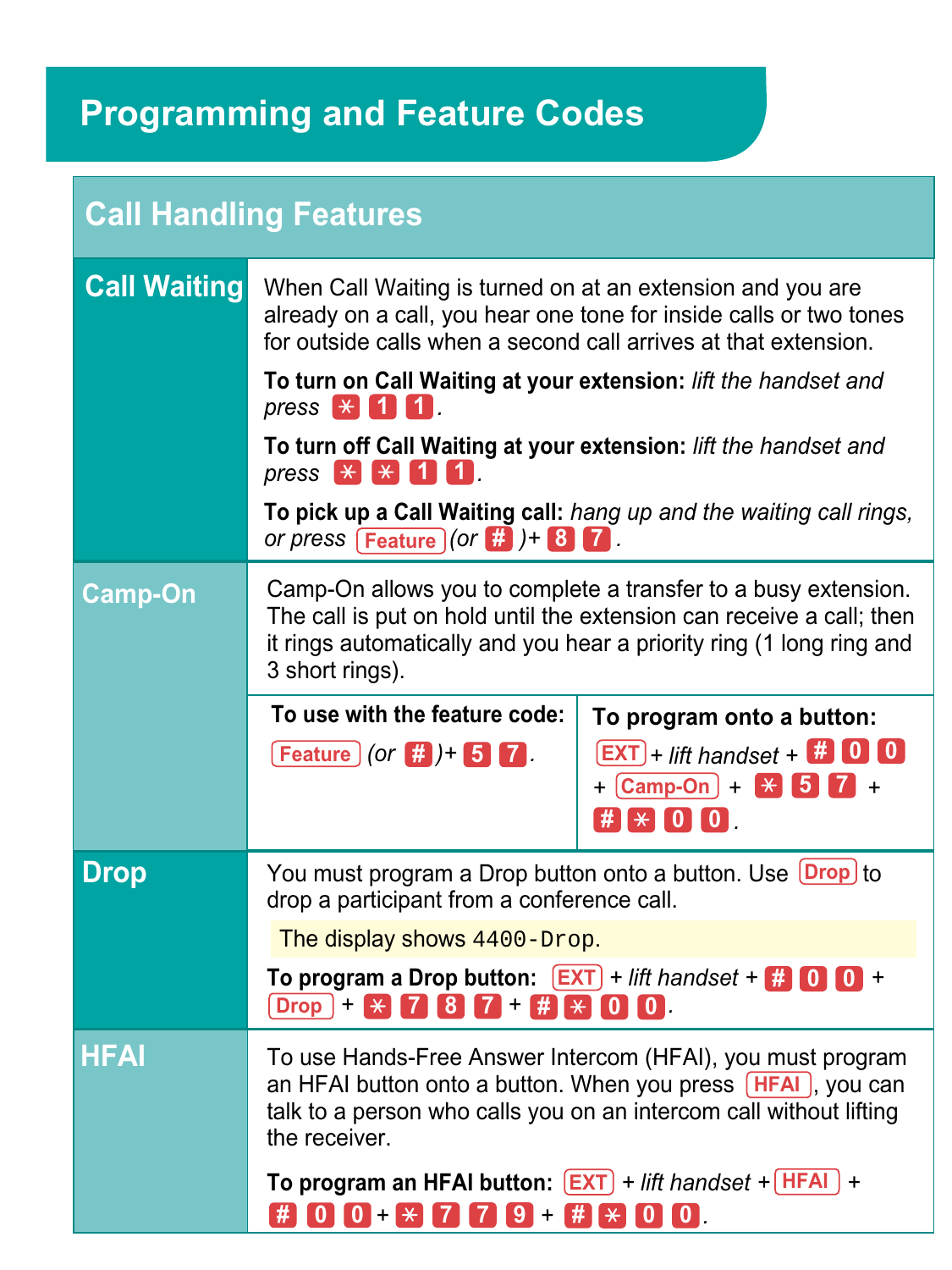# Programming and Feature Codes

## Call Handling Features

### Call Waiting

When Call Waiting is turned on at an extension and you are already on a call, you hear one tone for inside calls or two tones for outside calls when a second call arrives at that extension.

**To turn on Call Waiting at your extension:** *lift the handset and press* * 1 1.

**To turn off Call Waiting at your extension:** *lift the handset and press* * * 1 1.

**To pick up a Call Waiting call:** *hang up and the waiting call rings, or press* Feature *(or* # *)*+ 8 7.

### Camp-On

Camp-On allows you to complete a transfer to a busy extension. The call is put on hold until the extension can receive a call; then it rings automatically and you hear a priority ring (1 long ring and 3 short rings).

| To use with the feature code: | To program onto a button: |
|---|---|
| Feature *(or* # *)*+ 5 7. | EXT + *lift handset* + # 0 0 + Camp-On + * 5 7 + # * 0 0. |

### Drop

You must program a Drop button onto a button. Use Drop to drop a participant from a conference call.

The display shows `4400-Drop`.

**To program a Drop button:** EXT + *lift handset* + # 0 0 + Drop + * 7 8 7 + # * 0 0.

### HFAI

To use Hands-Free Answer Intercom (HFAI), you must program an HFAI button onto a button. When you press HFAI, you can talk to a person who calls you on an intercom call without lifting the receiver.

**To program an HFAI button:** EXT + *lift handset* + HFAI + # 0 0 + * 7 7 9 + # * 0 0.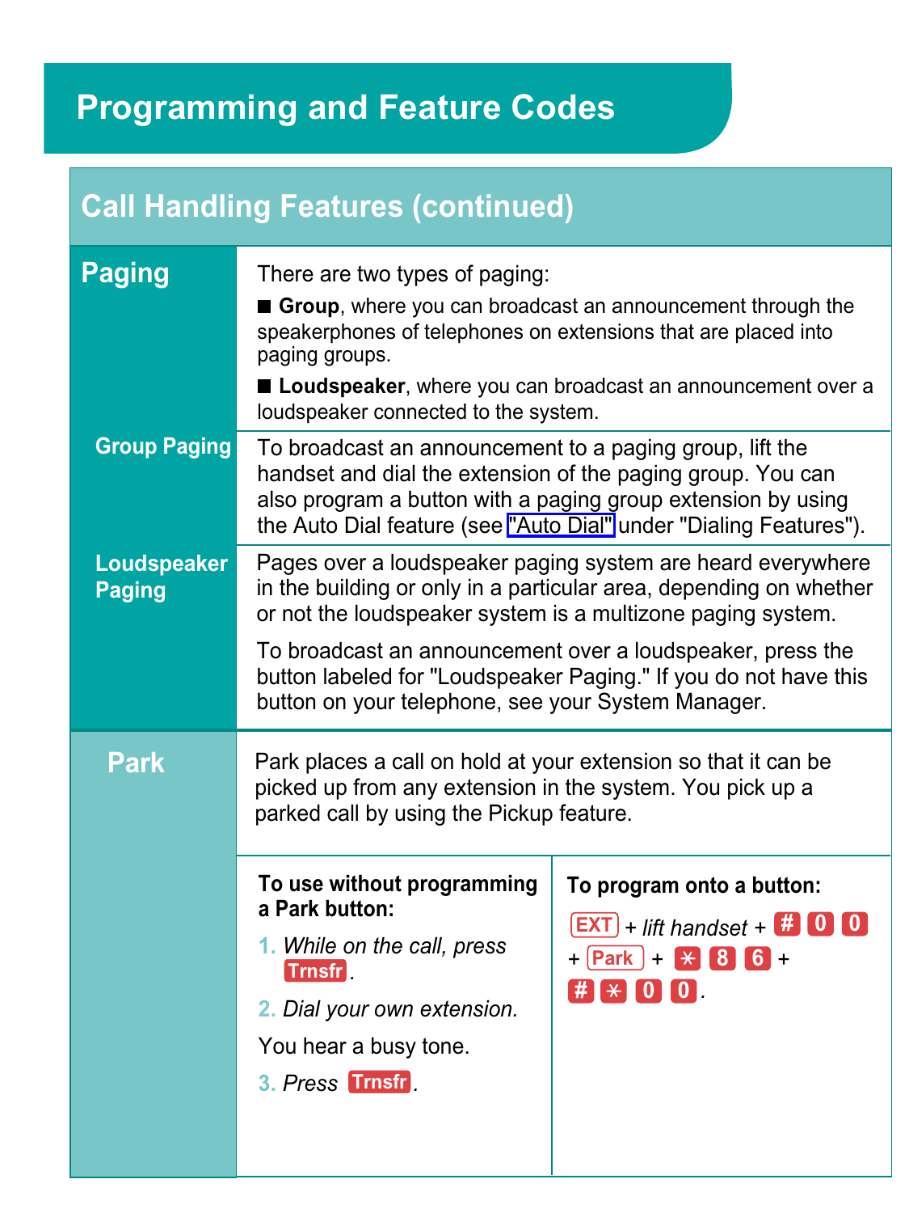# Programming and Feature Codes

## Call Handling Features (continued)

### Paging

There are two types of paging:

- **Group**, where you can broadcast an announcement through the speakerphones of telephones on extensions that are placed into paging groups.
- **Loudspeaker**, where you can broadcast an announcement over a loudspeaker connected to the system.

#### Group Paging

To broadcast an announcement to a paging group, lift the handset and dial the extension of the paging group. You can also program a button with a paging group extension by using the Auto Dial feature (see "Auto Dial" under "Dialing Features").

#### Loudspeaker Paging

Pages over a loudspeaker paging system are heard everywhere in the building or only in a particular area, depending on whether or not the loudspeaker system is a multizone paging system.

To broadcast an announcement over a loudspeaker, press the button labeled for "Loudspeaker Paging." If you do not have this button on your telephone, see your System Manager.

### Park

Park places a call on hold at your extension so that it can be picked up from any extension in the system. You pick up a parked call by using the Pickup feature.

**To use without programming a Park button:**

1. *While on the call, press* Trnsfr.
2. *Dial your own extension.*

You hear a busy tone.

3. *Press* Trnsfr.

**To program onto a button:**

EXT + *lift handset* + # 0 0 + Park + * 8 6 + # * 0 0.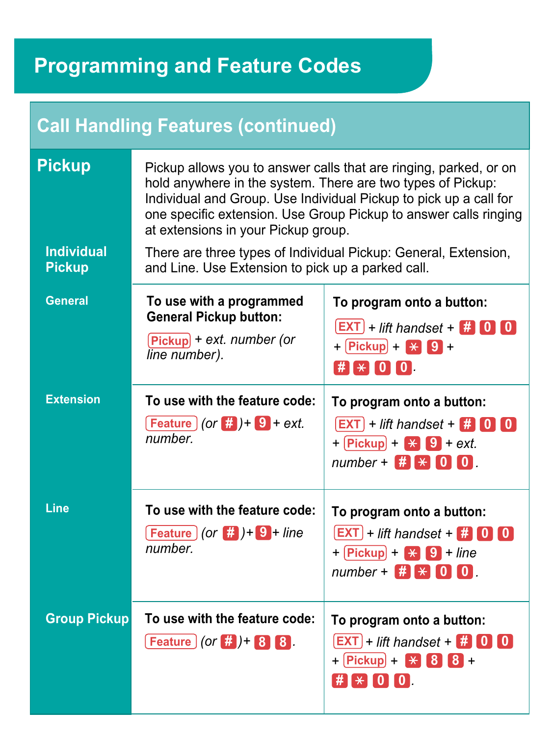# Programming and Feature Codes

## Call Handling Features (continued)

### Pickup

Pickup allows you to answer calls that are ringing, parked, or on hold anywhere in the system. There are two types of Pickup: Individual and Group. Use Individual Pickup to pick up a call for one specific extension. Use Group Pickup to answer calls ringing at extensions in your Pickup group.

#### Individual Pickup

There are three types of Individual Pickup: General, Extension, and Line. Use Extension to pick up a parked call.

| | | |
|---|---|---|
| **General** | **To use with a programmed General Pickup button:** Pickup + *ext. number (or line number).* | **To program onto a button:** EXT + *lift handset* + # 0 0 + Pickup + * 9 + # * 0 0. |
| **Extension** | **To use with the feature code:** Feature *(or* # *)* + 9 + *ext. number.* | **To program onto a button:** EXT + *lift handset* + # 0 0 + Pickup + * 9 + *ext. number* + # * 0 0. |
| **Line** | **To use with the feature code:** Feature *(or* # *)* + 9 + *line number.* | **To program onto a button:** EXT + *lift handset* + # 0 0 + Pickup + * 9 + *line number* + # * 0 0. |
| **Group Pickup** | **To use with the feature code:** Feature *(or* # *)* + 8 8. | **To program onto a button:** EXT + *lift handset* + # 0 0 + Pickup + * 8 8 + # * 0 0. |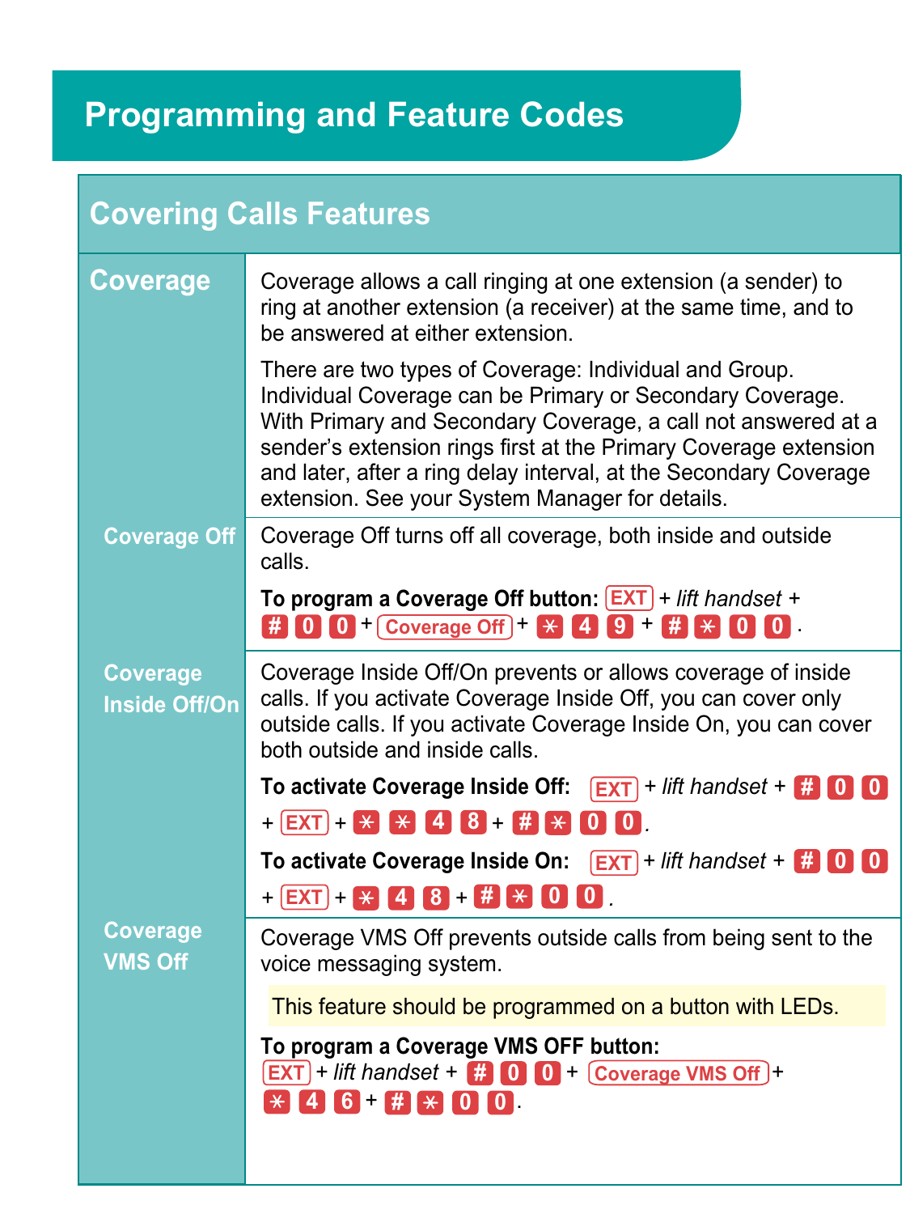# Programming and Feature Codes

## Covering Calls Features

### Coverage

Coverage allows a call ringing at one extension (a sender) to ring at another extension (a receiver) at the same time, and to be answered at either extension.

There are two types of Coverage: Individual and Group. Individual Coverage can be Primary or Secondary Coverage. With Primary and Secondary Coverage, a call not answered at a sender's extension rings first at the Primary Coverage extension and later, after a ring delay interval, at the Secondary Coverage extension. See your System Manager for details.

#### Coverage Off

Coverage Off turns off all coverage, both inside and outside calls.

**To program a Coverage Off button:** EXT + *lift handset* + # 0 0 + Coverage Off + * 4 9 + # * 0 0.

#### Coverage Inside Off/On

Coverage Inside Off/On prevents or allows coverage of inside calls. If you activate Coverage Inside Off, you can cover only outside calls. If you activate Coverage Inside On, you can cover both outside and inside calls.

**To activate Coverage Inside Off:** EXT + *lift handset* + # 0 0 + EXT + * * 4 8 + # * 0 0.

**To activate Coverage Inside On:** EXT + *lift handset* + # 0 0 + EXT + * 4 8 + # * 0 0.

#### Coverage VMS Off

Coverage VMS Off prevents outside calls from being sent to the voice messaging system.

This feature should be programmed on a button with LEDs.

**To program a Coverage VMS OFF button:** EXT + *lift handset* + # 0 0 + Coverage VMS Off + * 4 6 + # * 0 0.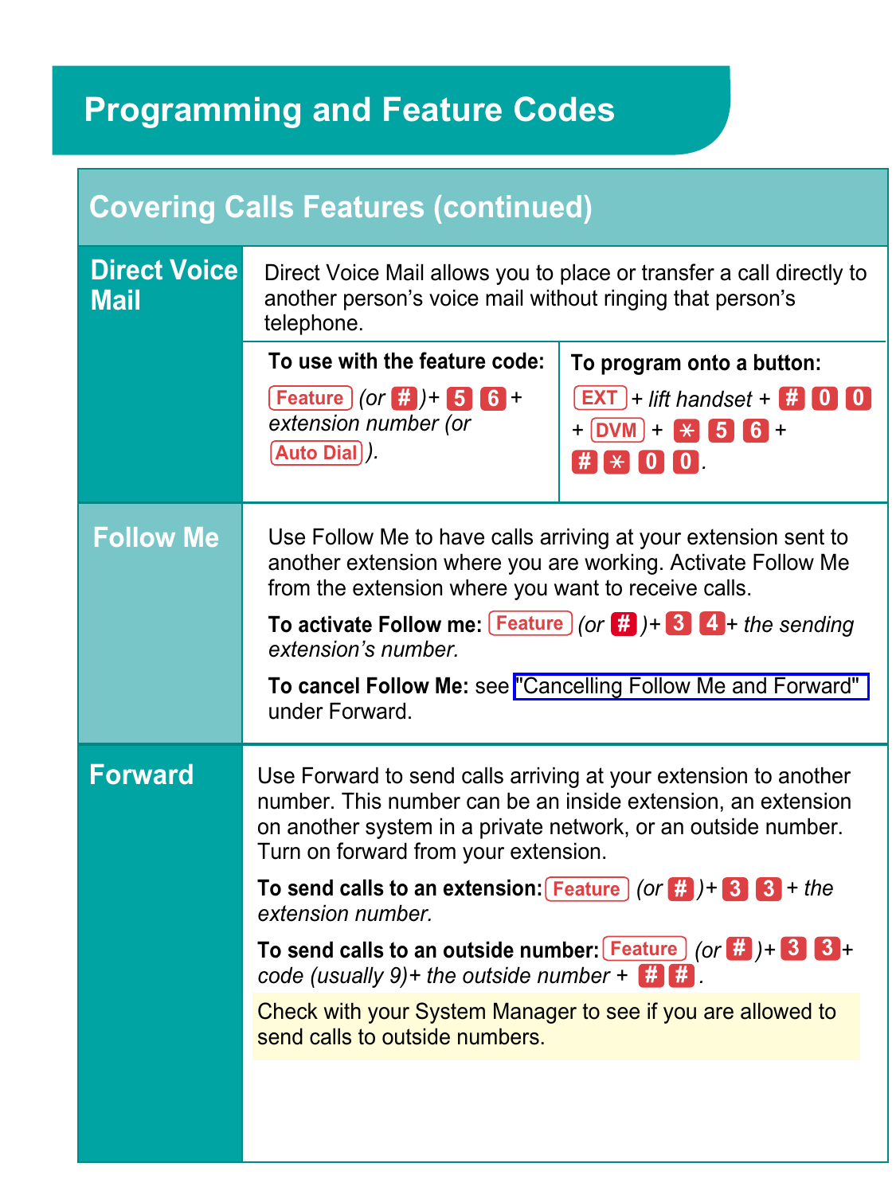# Programming and Feature Codes

## Covering Calls Features (continued)

### Direct Voice Mail

Direct Voice Mail allows you to place or transfer a call directly to another person's voice mail without ringing that person's telephone.

| To use with the feature code: | To program onto a button: |
| --- | --- |
| Feature *(or* # *)* + 5 6 + *extension number (or* Auto Dial *).* | EXT + *lift handset* + # 0 0 + DVM + * 5 6 + # * 0 0. |

### Follow Me

Use Follow Me to have calls arriving at your extension sent to another extension where you are working. Activate Follow Me from the extension where you want to receive calls.

**To activate Follow me:** Feature *(or* # *)* + 3 4 + *the sending extension's number.*

**To cancel Follow Me:** see "Cancelling Follow Me and Forward" under Forward.

### Forward

Use Forward to send calls arriving at your extension to another number. This number can be an inside extension, an extension on another system in a private network, or an outside number. Turn on forward from your extension.

**To send calls to an extension:** Feature *(or* # *)* + 3 3 + *the extension number.*

**To send calls to an outside number:** Feature *(or* # *)* + 3 3 + *code (usually 9)+ the outside number* + # #.

Check with your System Manager to see if you are allowed to send calls to outside numbers.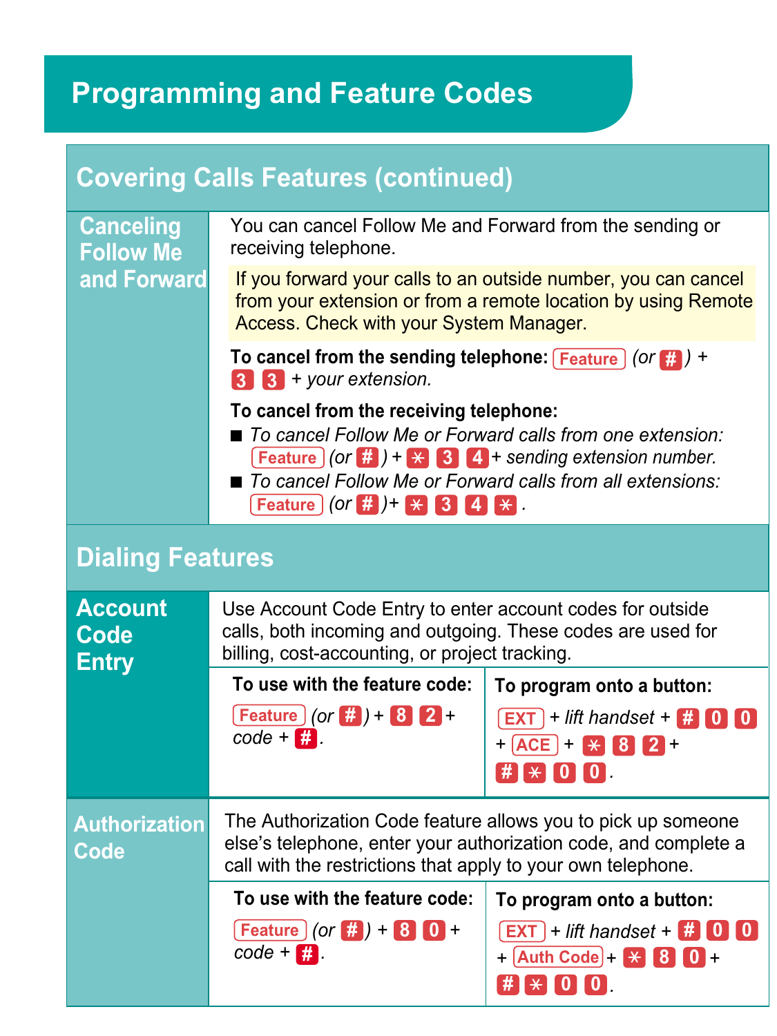# Programming and Feature Codes

## Covering Calls Features (continued)

### Canceling Follow Me and Forward

You can cancel Follow Me and Forward from the sending or receiving telephone.

If you forward your calls to an outside number, you can cancel from your extension or from a remote location by using Remote Access. Check with your System Manager.

**To cancel from the sending telephone:** Feature *(or* # *)* + 3 3 + *your extension.*

**To cancel from the receiving telephone:**

- *To cancel Follow Me or Forward calls from one extension:* Feature *(or* # *)* + * 3 4 + *sending extension number.*
- *To cancel Follow Me or Forward calls from all extensions:* Feature *(or* # *)*+ * 3 4 * .

## Dialing Features

### Account Code Entry

Use Account Code Entry to enter account codes for outside calls, both incoming and outgoing. These codes are used for billing, cost-accounting, or project tracking.

| To use with the feature code: | To program onto a button: |
| --- | --- |
| Feature *(or* # *)* + 8 2 + *code* + # . | EXT + *lift handset* + # 0 0 + ACE + * 8 2 + # * 0 0 . |

### Authorization Code

The Authorization Code feature allows you to pick up someone else's telephone, enter your authorization code, and complete a call with the restrictions that apply to your own telephone.

| To use with the feature code: | To program onto a button: |
| --- | --- |
| Feature *(or* # *)* + 8 0 + *code* + # . | EXT + *lift handset* + # 0 0 + Auth Code + * 8 0 + # * 0 0 . |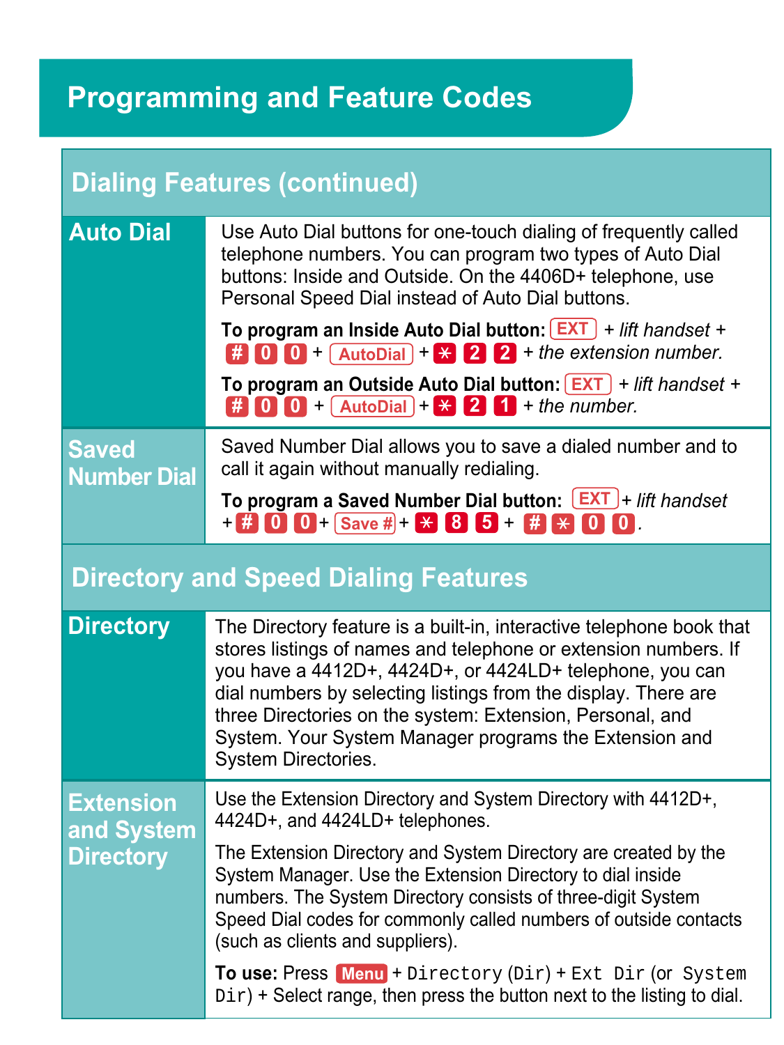# Programming and Feature Codes

## Dialing Features (continued)

| | |
|---|---|
| **Auto Dial** | Use Auto Dial buttons for one-touch dialing of frequently called telephone numbers. You can program two types of Auto Dial buttons: Inside and Outside. On the 4406D+ telephone, use Personal Speed Dial instead of Auto Dial buttons.<br><br>**To program an Inside Auto Dial button:** EXT + *lift handset* + # 0 0 + AutoDial + * 2 2 + *the extension number.*<br><br>**To program an Outside Auto Dial button:** EXT + *lift handset* + # 0 0 + AutoDial + * 2 1 + *the number.* |
| **Saved Number Dial** | Saved Number Dial allows you to save a dialed number and to call it again without manually redialing.<br><br>**To program a Saved Number Dial button:** EXT + *lift handset* + # 0 0 + Save # + * 8 5 + # * 0 0. |

## Directory and Speed Dialing Features

| | |
|---|---|
| **Directory** | The Directory feature is a built-in, interactive telephone book that stores listings of names and telephone or extension numbers. If you have a 4412D+, 4424D+, or 4424LD+ telephone, you can dial numbers by selecting listings from the display. There are three Directories on the system: Extension, Personal, and System. Your System Manager programs the Extension and System Directories. |
| **Extension and System Directory** | Use the Extension Directory and System Directory with 4412D+, 4424D+, and 4424LD+ telephones.<br><br>The Extension Directory and System Directory are created by the System Manager. Use the Extension Directory to dial inside numbers. The System Directory consists of three-digit System Speed Dial codes for commonly called numbers of outside contacts (such as clients and suppliers).<br><br>**To use:** Press Menu + `Directory` (`Dir`) + `Ext Dir` (or `System Dir`) + Select range, then press the button next to the listing to dial. |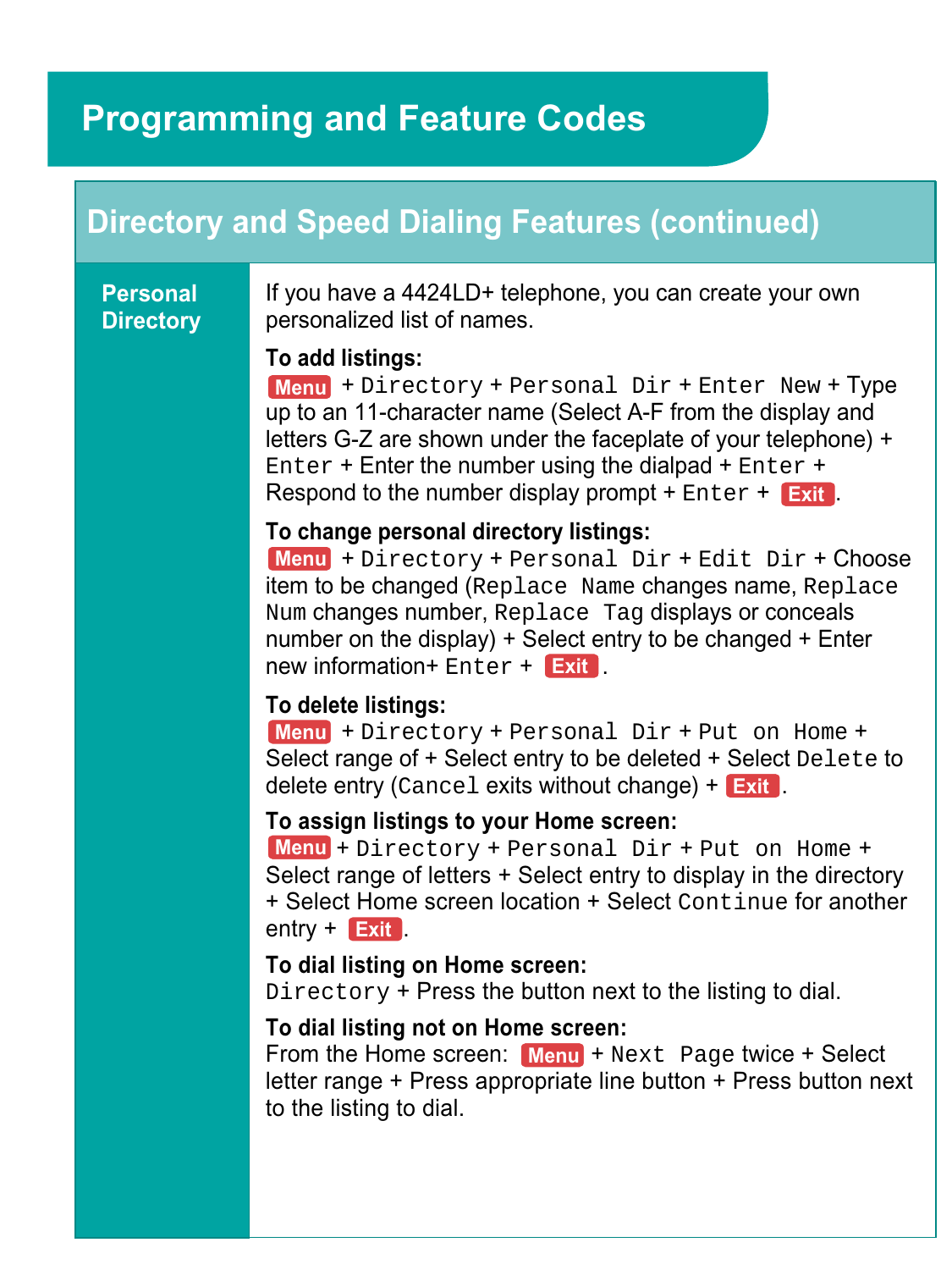# Programming and Feature Codes

## Directory and Speed Dialing Features (continued)

### Personal Directory

If you have a 4424LD+ telephone, you can create your own personalized list of names.

**To add listings:**
**Menu** + `Directory` + `Personal Dir` + `Enter New` + Type up to an 11-character name (Select A-F from the display and letters G-Z are shown under the faceplate of your telephone) + `Enter` + Enter the number using the dialpad + `Enter` + Respond to the number display prompt + `Enter` + **Exit**.

**To change personal directory listings:**
**Menu** + `Directory` + `Personal Dir` + `Edit Dir` + Choose item to be changed (`Replace Name` changes name, `Replace Num` changes number, `Replace Tag` displays or conceals number on the display) + Select entry to be changed + Enter new information+ `Enter` + **Exit**.

**To delete listings:**
**Menu** + `Directory` + `Personal Dir` + `Put on Home` + Select range of + Select entry to be deleted + Select `Delete` to delete entry (`Cancel` exits without change) + **Exit**.

**To assign listings to your Home screen:**
**Menu** + `Directory` + `Personal Dir` + `Put on Home` + Select range of letters + Select entry to display in the directory + Select Home screen location + Select `Continue` for another entry + **Exit**.

**To dial listing on Home screen:**
`Directory` + Press the button next to the listing to dial.

**To dial listing not on Home screen:**
From the Home screen: **Menu** + `Next Page` twice + Select letter range + Press appropriate line button + Press button next to the listing to dial.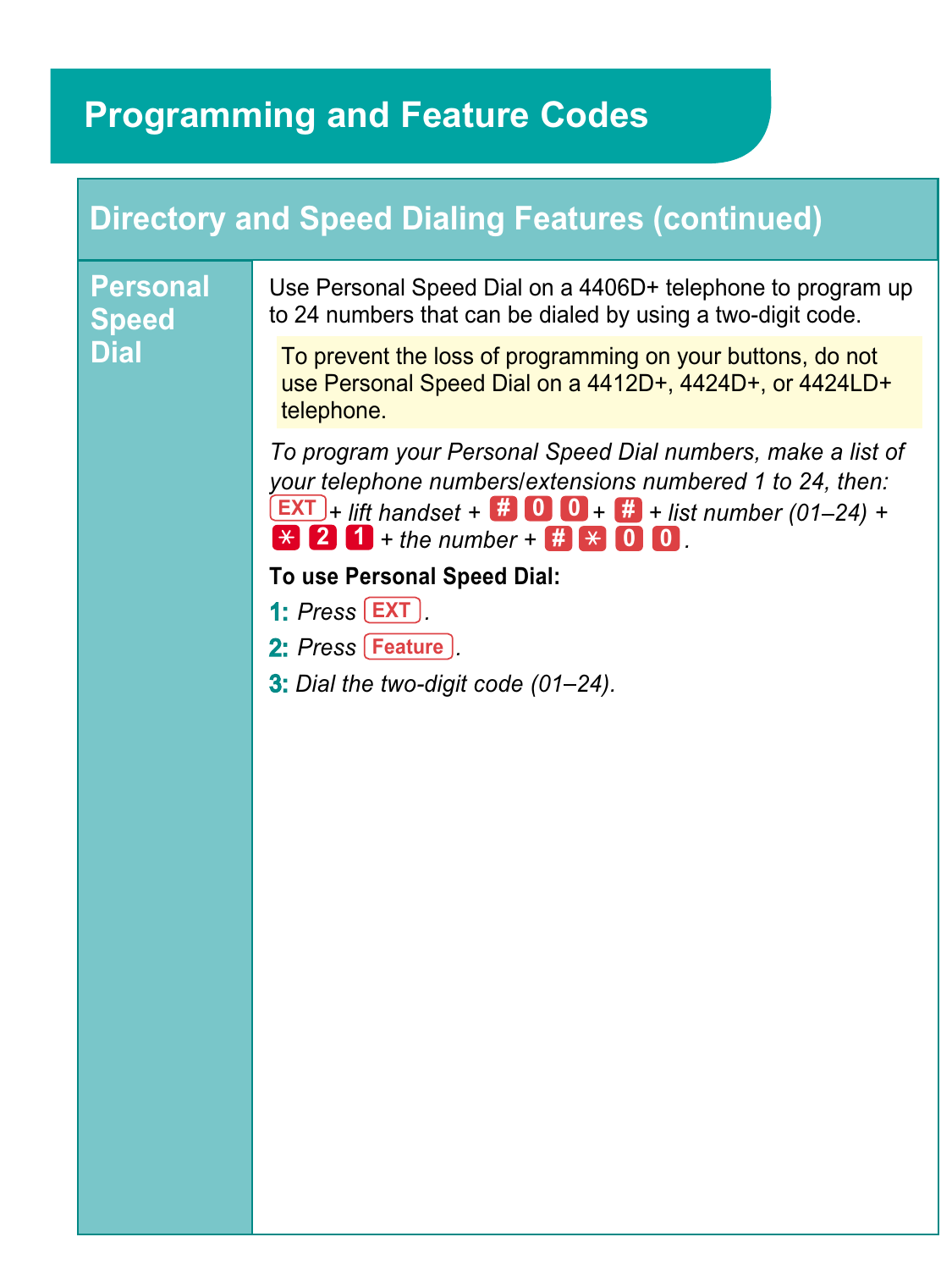# Programming and Feature Codes

## Directory and Speed Dialing Features (continued)

### Personal Speed Dial

Use Personal Speed Dial on a 4406D+ telephone to program up to 24 numbers that can be dialed by using a two-digit code.

> To prevent the loss of programming on your buttons, do not use Personal Speed Dial on a 4412D+, 4424D+, or 4424LD+ telephone.

*To program your Personal Speed Dial numbers, make a list of your telephone numbers/extensions numbered 1 to 24, then:*
**EXT** *+ lift handset +* **# 0 0** *+* **#** *+ list number (01–24) +* **\* 2 1** *+ the number +* **# \* 0 0***.*

**To use Personal Speed Dial:**

1: *Press* **EXT***.*

2: *Press* **Feature***.*

3: *Dial the two-digit code (01–24).*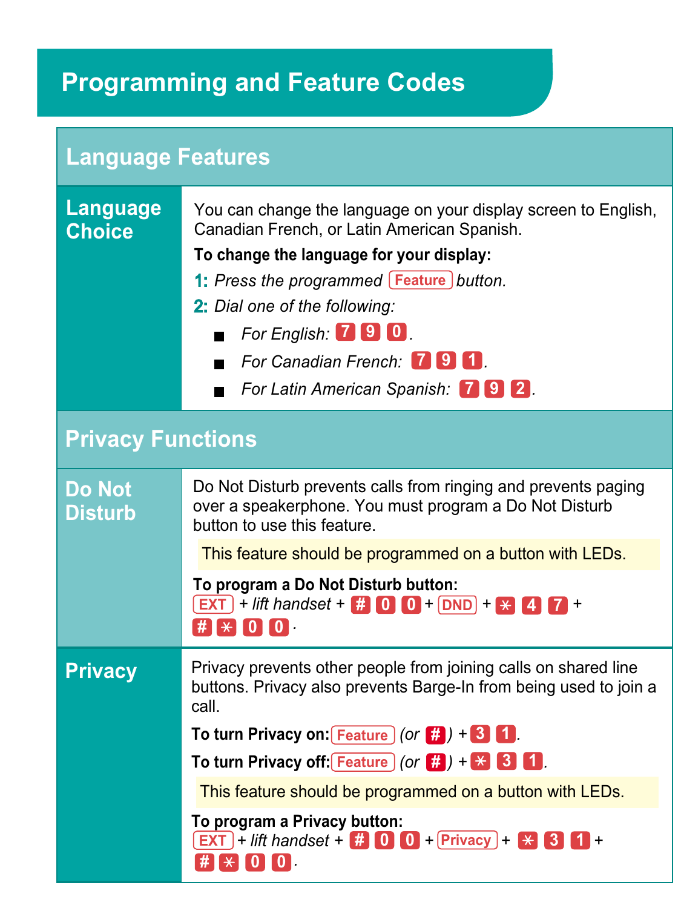# Programming and Feature Codes

## Language Features

### Language Choice

You can change the language on your display screen to English, Canadian French, or Latin American Spanish.

**To change the language for your display:**

1: *Press the programmed* Feature *button.*

2: *Dial one of the following:*

- *For English:* 7 9 0.
- *For Canadian French:* 7 9 1.
- *For Latin American Spanish:* 7 9 2.

## Privacy Functions

### Do Not Disturb

Do Not Disturb prevents calls from ringing and prevents paging over a speakerphone. You must program a Do Not Disturb button to use this feature.

This feature should be programmed on a button with LEDs.

**To program a Do Not Disturb button:**
EXT + *lift handset* + # 0 0 + DND + * 4 7 + # * 0 0.

### Privacy

Privacy prevents other people from joining calls on shared line buttons. Privacy also prevents Barge-In from being used to join a call.

**To turn Privacy on:** Feature *(or* # *)* + 3 1.

**To turn Privacy off:** Feature *(or* # *)* + * 3 1.

This feature should be programmed on a button with LEDs.

**To program a Privacy button:**
EXT + *lift handset* + # 0 0 + Privacy + * 3 1 + # * 0 0.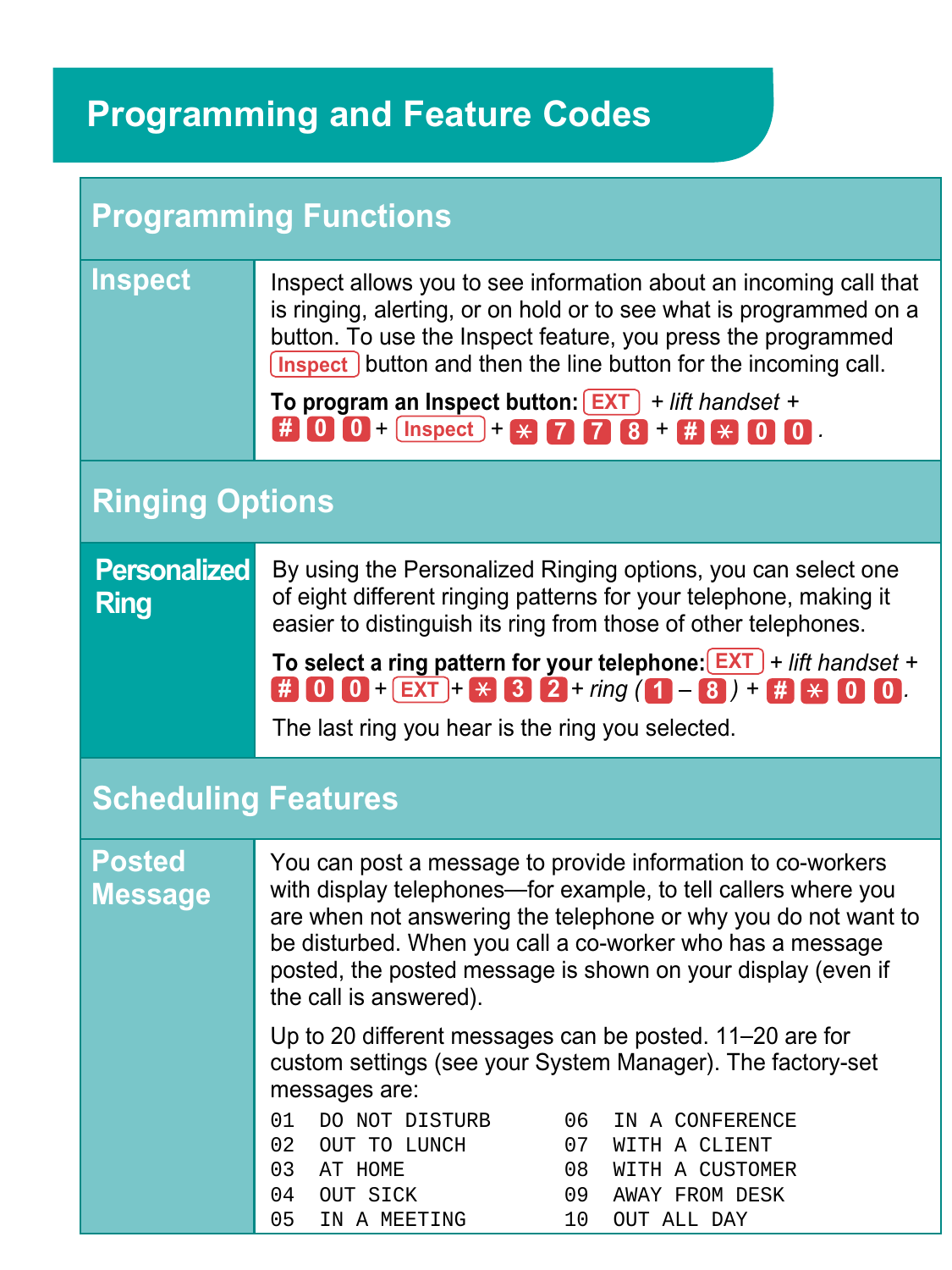# Programming and Feature Codes

## Programming Functions

### Inspect

Inspect allows you to see information about an incoming call that is ringing, alerting, or on hold or to see what is programmed on a button. To use the Inspect feature, you press the programmed Inspect button and then the line button for the incoming call.

**To program an Inspect button:** EXT + *lift handset* + # 0 0 + Inspect + * 7 7 8 + # * 0 0.

## Ringing Options

### Personalized Ring

By using the Personalized Ringing options, you can select one of eight different ringing patterns for your telephone, making it easier to distinguish its ring from those of other telephones.

**To select a ring pattern for your telephone:** EXT + *lift handset* + # 0 0 + EXT + * 3 2 + *ring (* 1 – 8 *)* + # * 0 0.

The last ring you hear is the ring you selected.

## Scheduling Features

### Posted Message

You can post a message to provide information to co-workers with display telephones—for example, to tell callers where you are when not answering the telephone or why you do not want to be disturbed. When you call a co-worker who has a message posted, the posted message is shown on your display (even if the call is answered).

Up to 20 different messages can be posted. 11–20 are for custom settings (see your System Manager). The factory-set messages are:

```
01  DO NOT DISTURB        06  IN A CONFERENCE
02  OUT TO LUNCH          07  WITH A CLIENT
03  AT HOME               08  WITH A CUSTOMER
04  OUT SICK              09  AWAY FROM DESK
05  IN A MEETING          10  OUT ALL DAY
```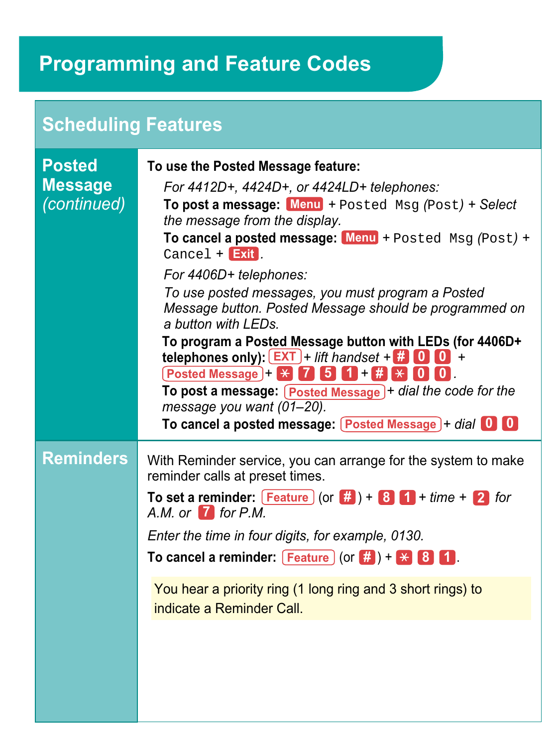# Programming and Feature Codes

## Scheduling Features

### Posted Message *(continued)*

**To use the Posted Message feature:**

*For 4412D+, 4424D+, or 4424LD+ telephones:*

**To post a message:** Menu + `Posted Msg` *(*`Post`*)* + *Select the message from the display.*

**To cancel a posted message:** Menu + `Posted Msg` *(*`Post`*)* + `Cancel` + Exit*.*

*For 4406D+ telephones:*

*To use posted messages, you must program a Posted Message button. Posted Message should be programmed on a button with LEDs.*

**To program a Posted Message button with LEDs (for 4406D+ telephones only):** EXT + *lift handset* + # 0 0 + Posted Message + * 7 5 1 + # * 0 0*.*

**To post a message:** Posted Message + *dial the code for the message you want (01–20).*

**To cancel a posted message:** Posted Message + *dial* 0 0

### Reminders

With Reminder service, you can arrange for the system to make reminder calls at preset times.

**To set a reminder:** Feature (or #) + 8 1 + *time* + 2 *for A.M. or* 7 *for P.M.*

*Enter the time in four digits, for example, 0130.*

**To cancel a reminder:** Feature (or #) + * 8 1.

You hear a priority ring (1 long ring and 3 short rings) to indicate a Reminder Call.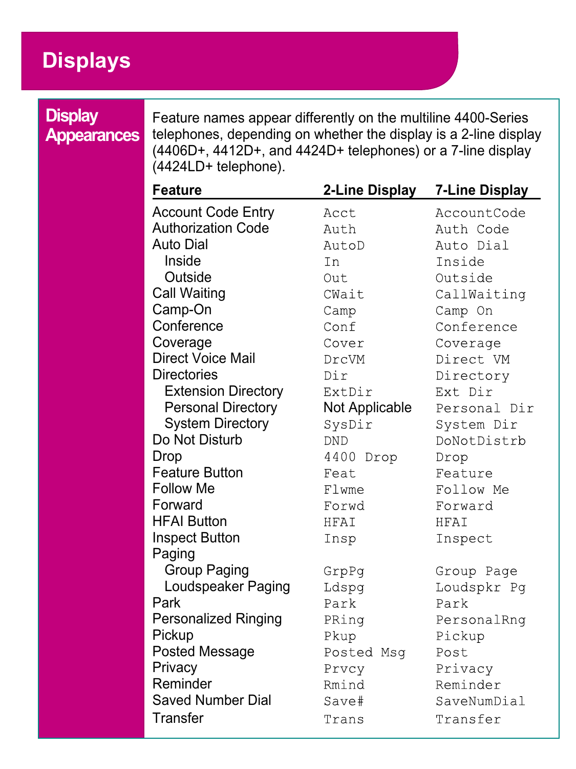# Displays

## Display Appearances

Feature names appear differently on the multiline 4400-Series telephones, depending on whether the display is a 2-line display (4406D+, 4412D+, and 4424D+ telephones) or a 7-line display (4424LD+ telephone).

| Feature | 2-Line Display | 7-Line Display |
|---|---|---|
| Account Code Entry | `Acct` | `AccountCode` |
| Authorization Code | `Auth` | `Auth Code` |
| Auto Dial | `AutoD` | `Auto Dial` |
| Inside | `In` | `Inside` |
| Outside | `Out` | `Outside` |
| Call Waiting | `CWait` | `CallWaiting` |
| Camp-On | `Camp` | `Camp On` |
| Conference | `Conf` | `Conference` |
| Coverage | `Cover` | `Coverage` |
| Direct Voice Mail | `DrcVM` | `Direct VM` |
| Directories | `Dir` | `Directory` |
| Extension Directory | `ExtDir` | `Ext Dir` |
| Personal Directory | Not Applicable | `Personal Dir` |
| System Directory | `SysDir` | `System Dir` |
| Do Not Disturb | `DND` | `DoNotDistrb` |
| Drop | `4400 Drop` | `Drop` |
| Feature Button | `Feat` | `Feature` |
| Follow Me | `Flwme` | `Follow Me` |
| Forward | `Forwd` | `Forward` |
| HFAI Button | `HFAI` | `HFAI` |
| Inspect Button | `Insp` | `Inspect` |
| Paging | | |
| Group Paging | `GrpPg` | `Group Page` |
| Loudspeaker Paging | `Ldspg` | `Loudspkr Pg` |
| Park | `Park` | `Park` |
| Personalized Ringing | `PRing` | `PersonalRng` |
| Pickup | `Pkup` | `Pickup` |
| Posted Message | `Posted Msg` | `Post` |
| Privacy | `Prvcy` | `Privacy` |
| Reminder | `Rmind` | `Reminder` |
| Saved Number Dial | `Save#` | `SaveNumDial` |
| Transfer | `Trans` | `Transfer` |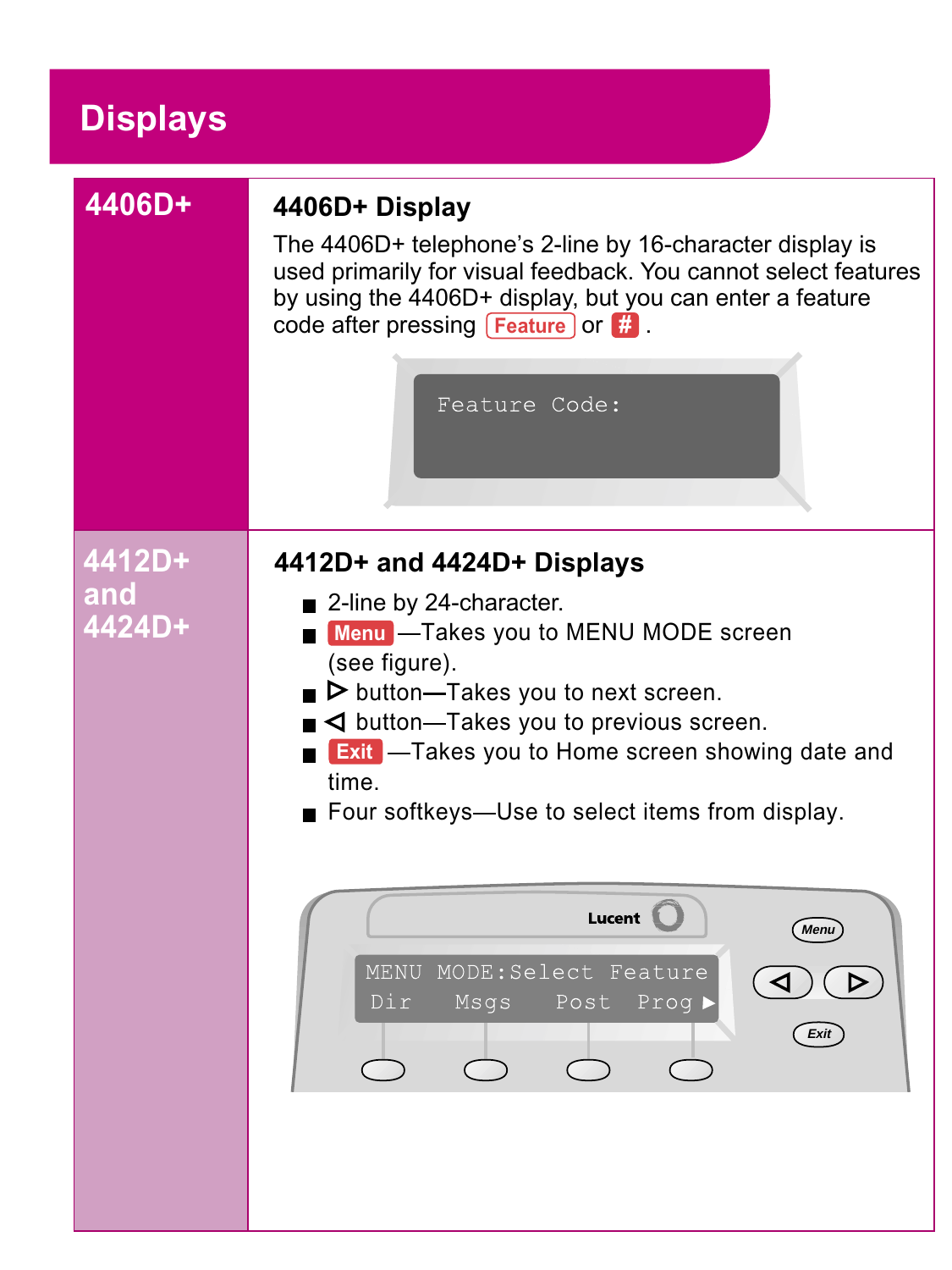# Displays

## 4406D+

### 4406D+ Display

The 4406D+ telephone's 2-line by 16-character display is used primarily for visual feedback. You cannot select features by using the 4406D+ display, but you can enter a feature code after pressing Feature or # .

```
Feature Code:
```

## 4412D+ and 4424D+

### 4412D+ and 4424D+ Displays

- 2-line by 24-character.
- Menu —Takes you to MENU MODE screen (see figure).
- ▷ button—Takes you to next screen.
- ◁ button—Takes you to previous screen.
- Exit —Takes you to Home screen showing date and time.
- Four softkeys—Use to select items from display.

```
MENU MODE:Select Feature
Dir   Msgs   Post  Prog ▶
```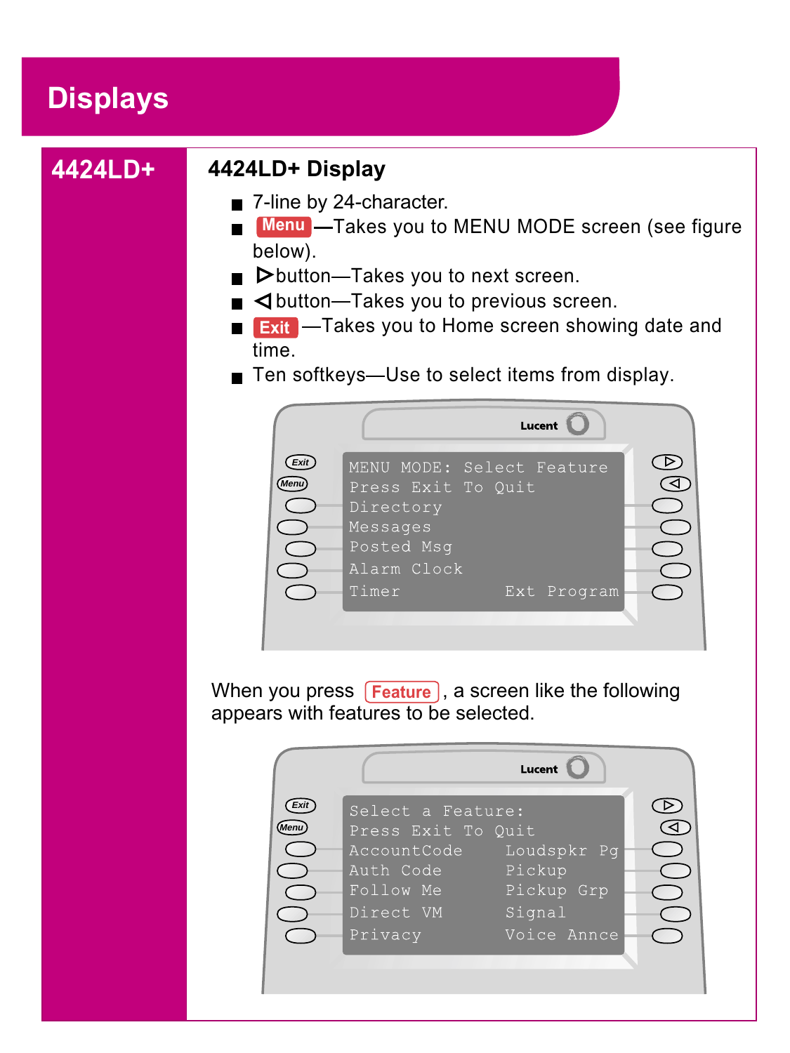# Displays

## 4424LD+

### 4424LD+ Display

- 7-line by 24-character.
- **Menu** —Takes you to MENU MODE screen (see figure below).
- ▷ button—Takes you to next screen.
- ◁ button—Takes you to previous screen.
- **Exit** —Takes you to Home screen showing date and time.
- Ten softkeys—Use to select items from display.

Lucent

Exit
Menu

```
MENU MODE: Select Feature
Press Exit To Quit
Directory
Messages
Posted Msg
Alarm Clock
Timer              Ext Program
```

When you press **Feature** , a screen like the following appears with features to be selected.

Lucent

Exit
Menu

```
Select a Feature:
Press Exit To Quit
AccountCode     Loudspkr Pg
Auth Code       Pickup
Follow Me       Pickup Grp
Direct VM       Signal
Privacy         Voice Annce
```